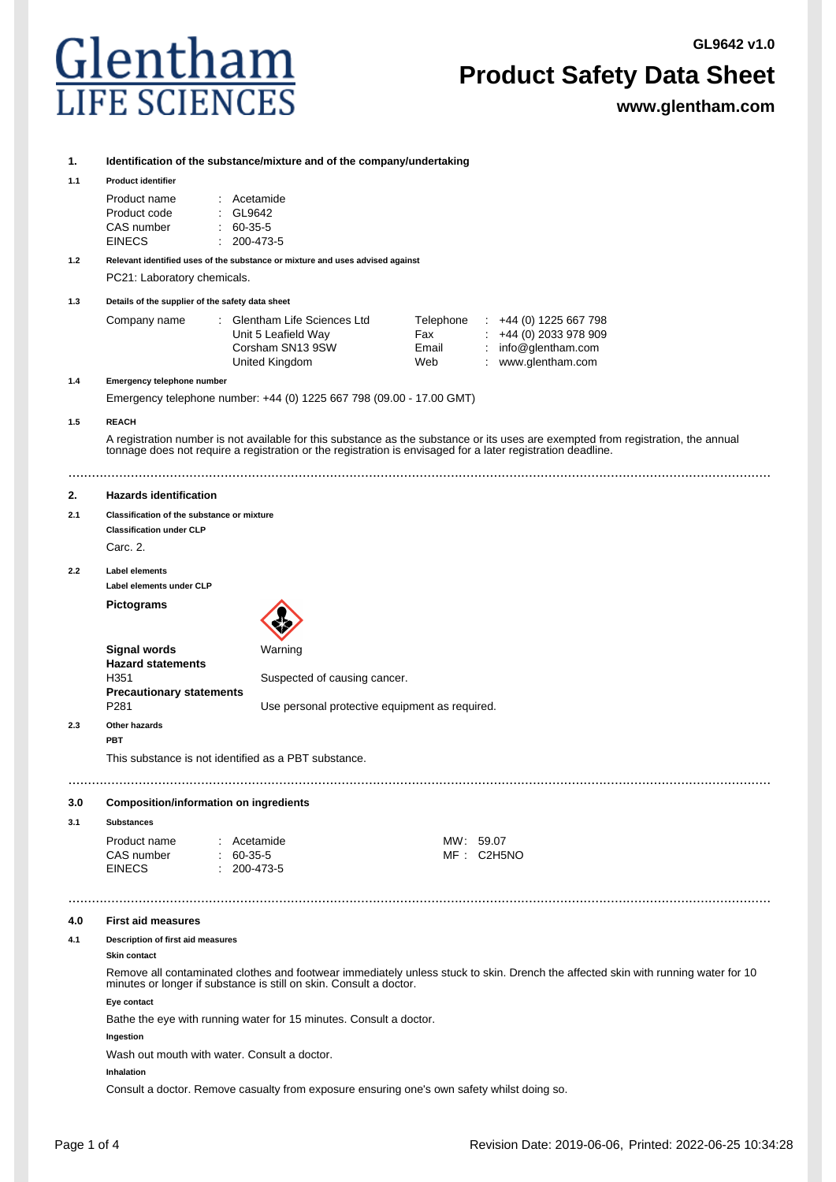# Product Safety Data Sheet

GL9642 v1.0

www.glentham.com

## 1. Identification of the substance/mixture and of the company/undertaking

### 1.1 Product identifier

| | | |
|---|---|---|
| Product name | : | Acetamide |
| Product code | : | GL9642 |
| CAS number | : | 60-35-5 |
| EINECS | : | 200-473-5 |

### 1.2 Relevant identified uses of the substance or mixture and uses advised against

PC21: Laboratory chemicals.

### 1.3 Details of the supplier of the safety data sheet

| | | | | | |
|---|---|---|---|---|---|
| Company name | : | Glentham Life Sciences Ltd | Telephone | : | +44 (0) 1225 667 798 |
| | | Unit 5 Leafield Way | Fax | : | +44 (0) 2033 978 909 |
| | | Corsham SN13 9SW | Email | : | info@glentham.com |
| | | United Kingdom | Web | : | www.glentham.com |

### 1.4 Emergency telephone number

Emergency telephone number: +44 (0) 1225 667 798 (09.00 - 17.00 GMT)

### 1.5 REACH

A registration number is not available for this substance as the substance or its uses are exempted from registration, the annual tonnage does not require a registration or the registration is envisaged for a later registration deadline.

## 2. Hazards identification

### 2.1 Classification of the substance or mixture

**Classification under CLP**

Carc. 2.

### 2.2 Label elements

**Label elements under CLP**

**Pictograms**

**Signal words** Warning

**Hazard statements**

H351 Suspected of causing cancer.

**Precautionary statements**

P281 Use personal protective equipment as required.

### 2.3 Other hazards

**PBT**

This substance is not identified as a PBT substance.

## 3.0 Composition/information on ingredients

### 3.1 Substances

| | | | | |
|---|---|---|---|---|
| Product name | : | Acetamide | MW: | 59.07 |
| CAS number | : | 60-35-5 | MF : | $C_2H_5NO$ |
| EINECS | : | 200-473-5 | | |

## 4.0 First aid measures

### 4.1 Description of first aid measures

**Skin contact**

Remove all contaminated clothes and footwear immediately unless stuck to skin. Drench the affected skin with running water for 10 minutes or longer if substance is still on skin. Consult a doctor.

**Eye contact**

Bathe the eye with running water for 15 minutes. Consult a doctor.

**Ingestion**

Wash out mouth with water. Consult a doctor.

**Inhalation**

Consult a doctor. Remove casualty from exposure ensuring one's own safety whilst doing so.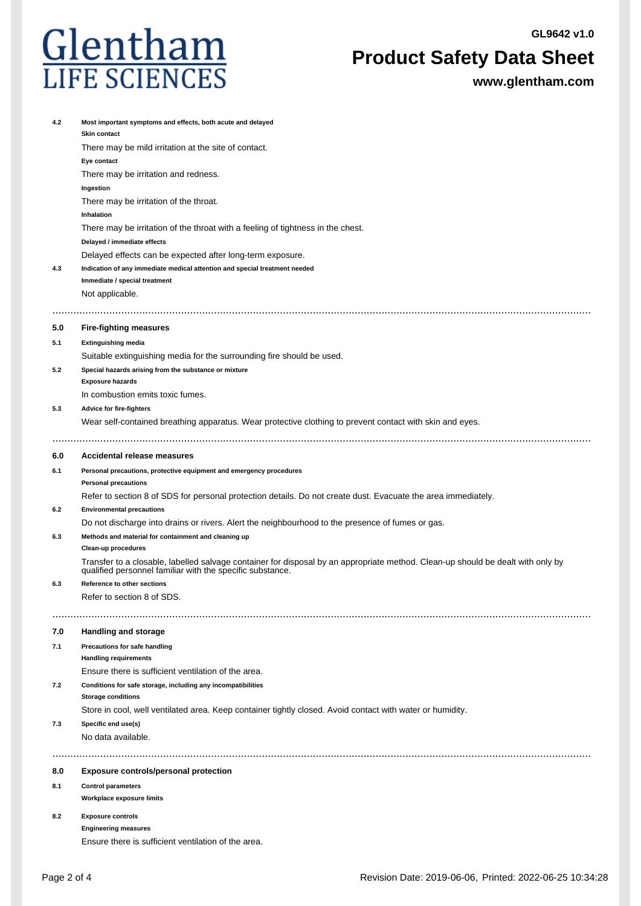**4.2 Most important symptoms and effects, both acute and delayed**

**Skin contact**

There may be mild irritation at the site of contact.

**Eye contact**

There may be irritation and redness.

**Ingestion**

There may be irritation of the throat.

**Inhalation**

There may be irritation of the throat with a feeling of tightness in the chest.

**Delayed / immediate effects**

Delayed effects can be expected after long-term exposure.

**4.3 Indication of any immediate medical attention and special treatment needed**

**Immediate / special treatment**

Not applicable.

## 5.0 Fire-fighting measures

**5.1 Extinguishing media**

Suitable extinguishing media for the surrounding fire should be used.

**5.2 Special hazards arising from the substance or mixture**

**Exposure hazards**

In combustion emits toxic fumes.

**5.3 Advice for fire-fighters**

Wear self-contained breathing apparatus. Wear protective clothing to prevent contact with skin and eyes.

## 6.0 Accidental release measures

**6.1 Personal precautions, protective equipment and emergency procedures**

**Personal precautions**

Refer to section 8 of SDS for personal protection details. Do not create dust. Evacuate the area immediately.

**6.2 Environmental precautions**

Do not discharge into drains or rivers. Alert the neighbourhood to the presence of fumes or gas.

**6.3 Methods and material for containment and cleaning up**

**Clean-up procedures**

Transfer to a closable, labelled salvage container for disposal by an appropriate method. Clean-up should be dealt with only by qualified personnel familiar with the specific substance.

**6.3 Reference to other sections**

Refer to section 8 of SDS.

## 7.0 Handling and storage

**7.1 Precautions for safe handling**

**Handling requirements**

Ensure there is sufficient ventilation of the area.

**7.2 Conditions for safe storage, including any incompatibilities**

**Storage conditions**

Store in cool, well ventilated area. Keep container tightly closed. Avoid contact with water or humidity.

**7.3 Specific end use(s)**

No data available.

## 8.0 Exposure controls/personal protection

**8.1 Control parameters**

**Workplace exposure limits**

**8.2 Exposure controls**

**Engineering measures**

Ensure there is sufficient ventilation of the area.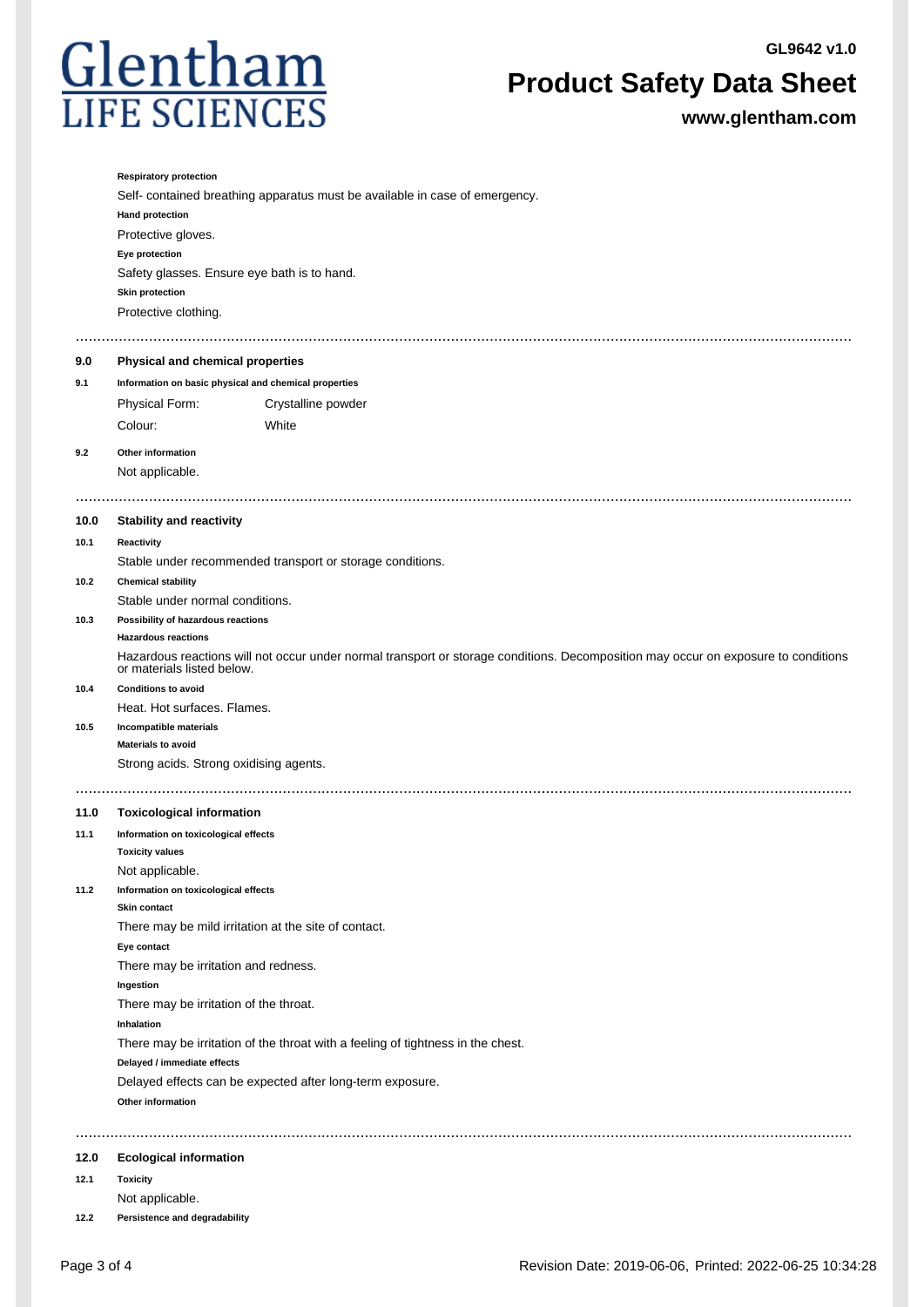**Respiratory protection**

Self- contained breathing apparatus must be available in case of emergency.

**Hand protection**

Protective gloves.

**Eye protection**

Safety glasses. Ensure eye bath is to hand.

**Skin protection**

Protective clothing.

## 9.0 Physical and chemical properties

### 9.1 Information on basic physical and chemical properties

| | |
|---|---|
| Physical Form: | Crystalline powder |
| Colour: | White |

### 9.2 Other information

Not applicable.

## 10.0 Stability and reactivity

### 10.1 Reactivity

Stable under recommended transport or storage conditions.

### 10.2 Chemical stability

Stable under normal conditions.

### 10.3 Possibility of hazardous reactions

**Hazardous reactions**

Hazardous reactions will not occur under normal transport or storage conditions. Decomposition may occur on exposure to conditions or materials listed below.

### 10.4 Conditions to avoid

Heat. Hot surfaces. Flames.

### 10.5 Incompatible materials

**Materials to avoid**

Strong acids. Strong oxidising agents.

## 11.0 Toxicological information

### 11.1 Information on toxicological effects

**Toxicity values**

Not applicable.

### 11.2 Information on toxicological effects

**Skin contact**

There may be mild irritation at the site of contact.

**Eye contact**

There may be irritation and redness.

**Ingestion**

There may be irritation of the throat.

**Inhalation**

There may be irritation of the throat with a feeling of tightness in the chest.

**Delayed / immediate effects**

Delayed effects can be expected after long-term exposure.

**Other information**

## 12.0 Ecological information

### 12.1 Toxicity

Not applicable.

### 12.2 Persistence and degradability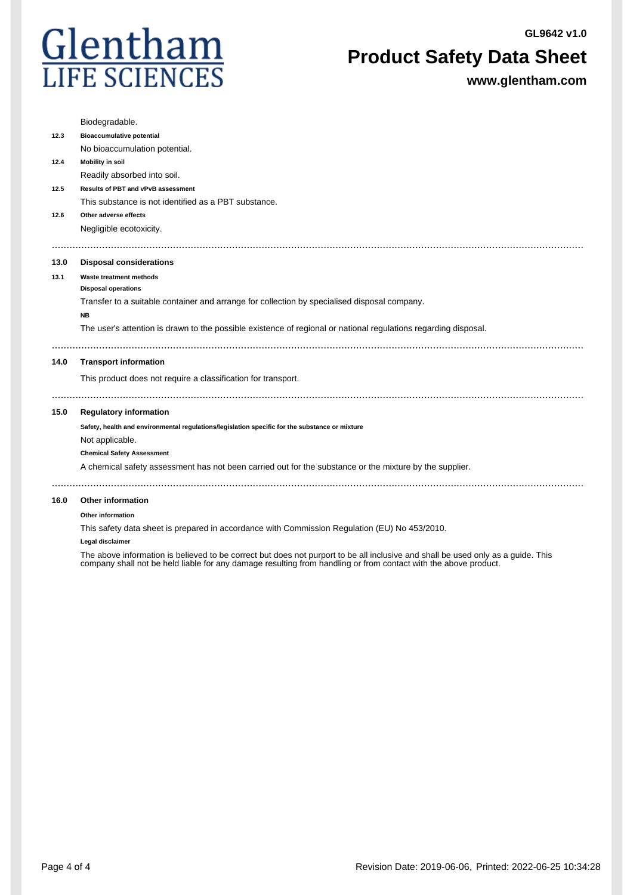Biodegradable.

**12.3 Bioaccumulative potential**

No bioaccumulation potential.

**12.4 Mobility in soil**

Readily absorbed into soil.

**12.5 Results of PBT and vPvB assessment**

This substance is not identified as a PBT substance.

**12.6 Other adverse effects**

Negligible ecotoxicity.

## 13.0 Disposal considerations

**13.1 Waste treatment methods**

**Disposal operations**

Transfer to a suitable container and arrange for collection by specialised disposal company.

**NB**

The user's attention is drawn to the possible existence of regional or national regulations regarding disposal.

## 14.0 Transport information

This product does not require a classification for transport.

## 15.0 Regulatory information

**Safety, health and environmental regulations/legislation specific for the substance or mixture**

Not applicable.

**Chemical Safety Assessment**

A chemical safety assessment has not been carried out for the substance or the mixture by the supplier.

## 16.0 Other information

**Other information**

This safety data sheet is prepared in accordance with Commission Regulation (EU) No 453/2010.

**Legal disclaimer**

The above information is believed to be correct but does not purport to be all inclusive and shall be used only as a guide. This company shall not be held liable for any damage resulting from handling or from contact with the above product.